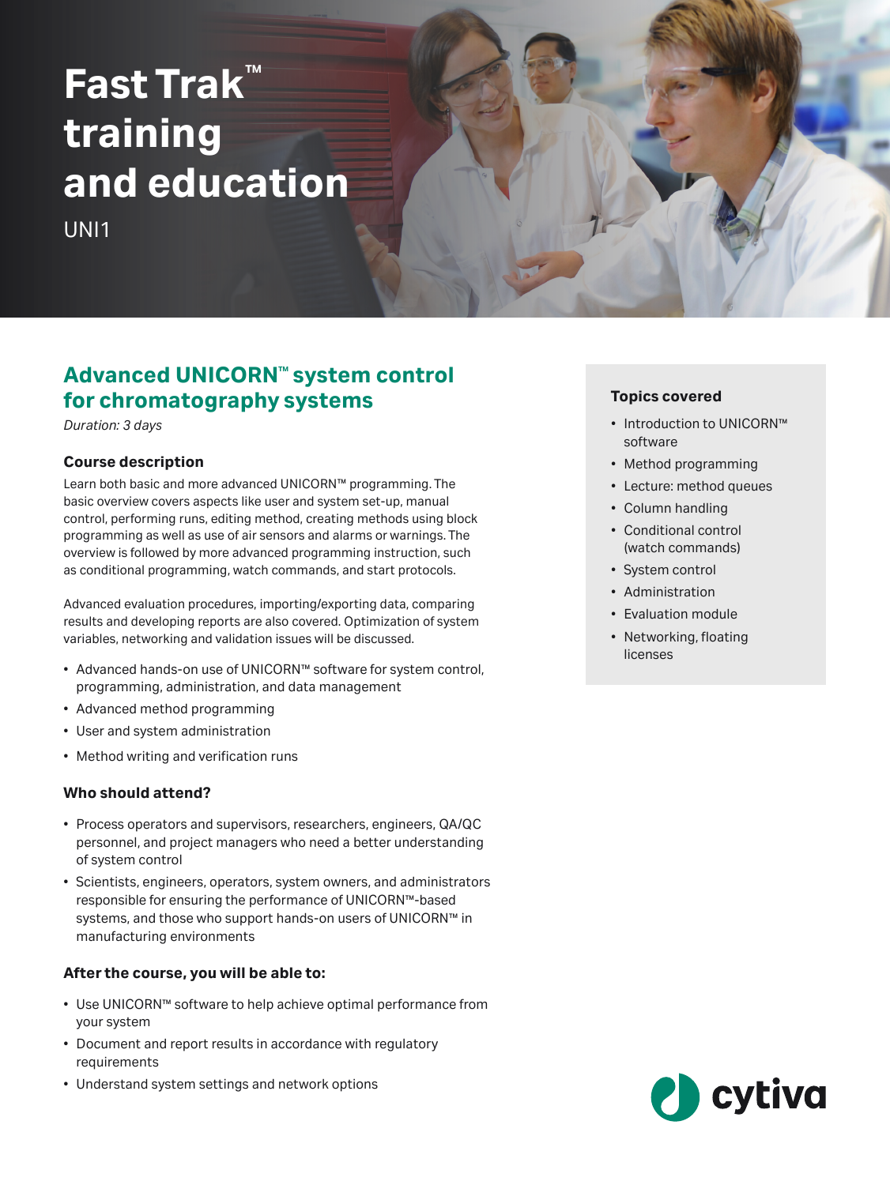# Fast Trak™ training and education

UNI1

## Advanced UNICORN™ system control for chromatography systems

*Duration: 3 days*

### Course description

Learn both basic and more advanced UNICORN™ programming. The basic overview covers aspects like user and system set-up, manual control, performing runs, editing method, creating methods using block programming as well as use of air sensors and alarms or warnings. The overview is followed by more advanced programming instruction, such as conditional programming, watch commands, and start protocols.

Advanced evaluation procedures, importing/exporting data, comparing results and developing reports are also covered. Optimization of system variables, networking and validation issues will be discussed.

- Advanced hands-on use of UNICORN™ software for system control, programming, administration, and data management
- Advanced method programming
- User and system administration
- Method writing and verification runs

### Who should attend?

- Process operators and supervisors, researchers, engineers, QA/QC personnel, and project managers who need a better understanding of system control
- Scientists, engineers, operators, system owners, and administrators responsible for ensuring the performance of UNICORN™-based systems, and those who support hands-on users of UNICORN™ in manufacturing environments

### After the course, you will be able to:

- Use UNICORN™ software to help achieve optimal performance from your system
- Document and report results in accordance with regulatory requirements
- Understand system settings and network options

### Topics covered

- Introduction to UNICORN™ software
- Method programming
- Lecture: method queues
- Column handling
- Conditional control (watch commands)
- System control
- Administration
- Evaluation module
- Networking, floating licenses

cytiva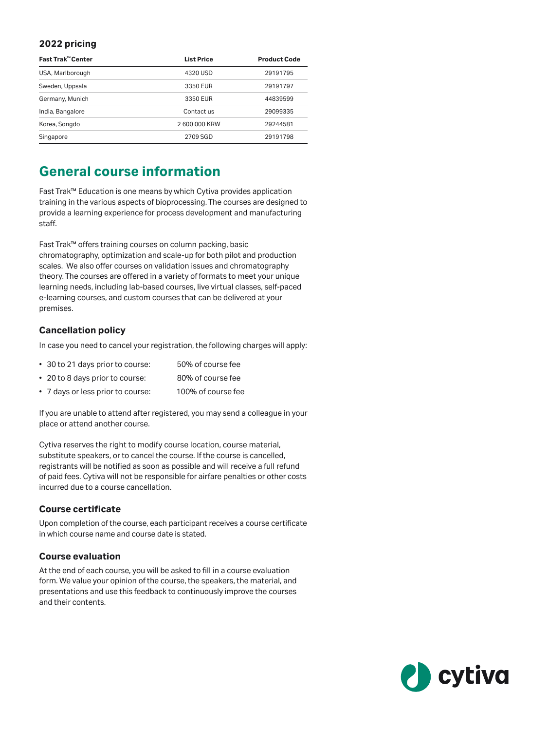### 2022 pricing

| Fast Trak™ Center | List Price | Product Code |
| --- | --- | --- |
| USA, Marlborough | 4320 USD | 29191795 |
| Sweden, Uppsala | 3350 EUR | 29191797 |
| Germany, Munich | 3350 EUR | 44839599 |
| India, Bangalore | Contact us | 29099335 |
| Korea, Songdo | 2 600 000 KRW | 29244581 |
| Singapore | 2709 SGD | 29191798 |

## General course information

Fast Trak™ Education is one means by which Cytiva provides application training in the various aspects of bioprocessing. The courses are designed to provide a learning experience for process development and manufacturing staff.

Fast Trak™ offers training courses on column packing, basic chromatography, optimization and scale-up for both pilot and production scales. We also offer courses on validation issues and chromatography theory. The courses are offered in a variety of formats to meet your unique learning needs, including lab-based courses, live virtual classes, self-paced e-learning courses, and custom courses that can be delivered at your premises.

### Cancellation policy

In case you need to cancel your registration, the following charges will apply:

- 30 to 21 days prior to course: 50% of course fee
- 20 to 8 days prior to course: 80% of course fee
- 7 days or less prior to course: 100% of course fee

If you are unable to attend after registered, you may send a colleague in your place or attend another course.

Cytiva reserves the right to modify course location, course material, substitute speakers, or to cancel the course. If the course is cancelled, registrants will be notified as soon as possible and will receive a full refund of paid fees. Cytiva will not be responsible for airfare penalties or other costs incurred due to a course cancellation.

### Course certificate

Upon completion of the course, each participant receives a course certificate in which course name and course date is stated.

### Course evaluation

At the end of each course, you will be asked to fill in a course evaluation form. We value your opinion of the course, the speakers, the material, and presentations and use this feedback to continuously improve the courses and their contents.

cytiva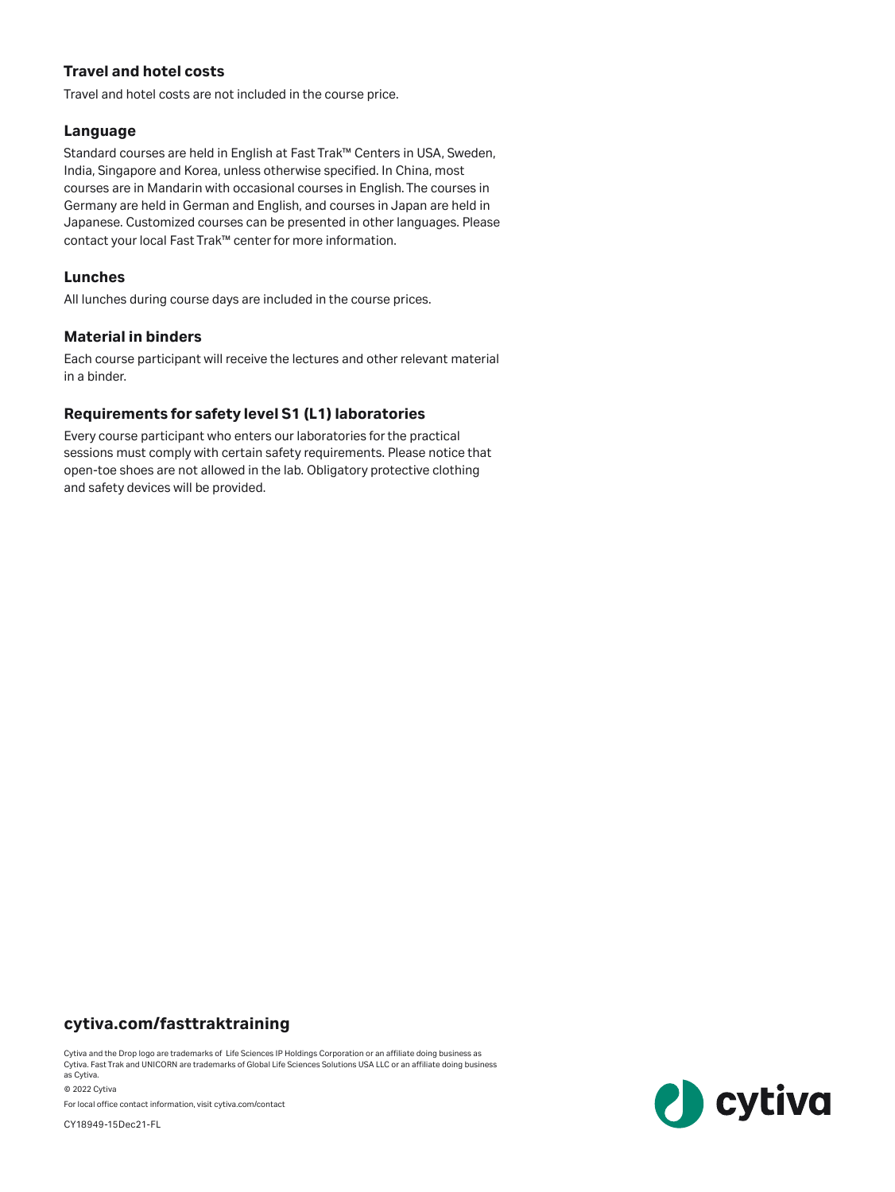### Travel and hotel costs

Travel and hotel costs are not included in the course price.

### Language

Standard courses are held in English at Fast Trak™ Centers in USA, Sweden, India, Singapore and Korea, unless otherwise specified. In China, most courses are in Mandarin with occasional courses in English. The courses in Germany are held in German and English, and courses in Japan are held in Japanese. Customized courses can be presented in other languages. Please contact your local Fast Trak™ center for more information.

### Lunches

All lunches during course days are included in the course prices.

### Material in binders

Each course participant will receive the lectures and other relevant material in a binder.

### Requirements for safety level S1 (L1) laboratories

Every course participant who enters our laboratories for the practical sessions must comply with certain safety requirements. Please notice that open-toe shoes are not allowed in the lab. Obligatory protective clothing and safety devices will be provided.

**cytiva.com/fasttraktraining**

Cytiva and the Drop logo are trademarks of Life Sciences IP Holdings Corporation or an affiliate doing business as Cytiva. Fast Trak and UNICORN are trademarks of Global Life Sciences Solutions USA LLC or an affiliate doing business as Cytiva.

© 2022 Cytiva

For local office contact information, visit cytiva.com/contact

CY18949-15Dec21-FL

cytiva